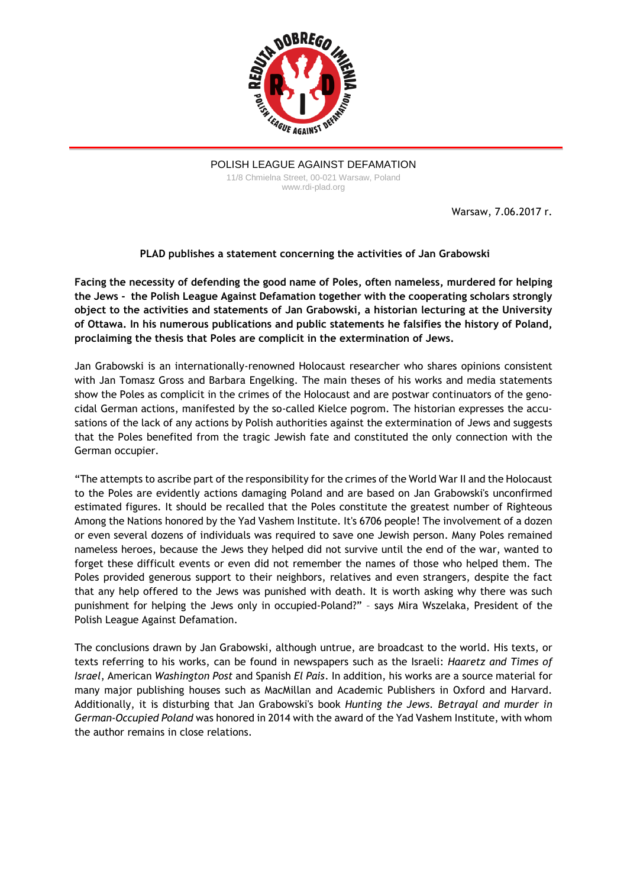POLISH LEAGUE AGAINST DEFAMATION
11/8 Chmielna Street, 00-021 Warsaw, Poland
www.rdi-plad.org

Warsaw, 7.06.2017 r.

**PLAD publishes a statement concerning the activities of Jan Grabowski**

**Facing the necessity of defending the good name of Poles, often nameless, murdered for helping the Jews - the Polish League Against Defamation together with the cooperating scholars strongly object to the activities and statements of Jan Grabowski, a historian lecturing at the University of Ottawa. In his numerous publications and public statements he falsifies the history of Poland, proclaiming the thesis that Poles are complicit in the extermination of Jews.**

Jan Grabowski is an internationally-renowned Holocaust researcher who shares opinions consistent with Jan Tomasz Gross and Barbara Engelking. The main theses of his works and media statements show the Poles as complicit in the crimes of the Holocaust and are postwar continuators of the genocidal German actions, manifested by the so-called Kielce pogrom. The historian expresses the accusations of the lack of any actions by Polish authorities against the extermination of Jews and suggests that the Poles benefited from the tragic Jewish fate and constituted the only connection with the German occupier.

"The attempts to ascribe part of the responsibility for the crimes of the World War II and the Holocaust to the Poles are evidently actions damaging Poland and are based on Jan Grabowski's unconfirmed estimated figures. It should be recalled that the Poles constitute the greatest number of Righteous Among the Nations honored by the Yad Vashem Institute. It's 6706 people! The involvement of a dozen or even several dozens of individuals was required to save one Jewish person. Many Poles remained nameless heroes, because the Jews they helped did not survive until the end of the war, wanted to forget these difficult events or even did not remember the names of those who helped them. The Poles provided generous support to their neighbors, relatives and even strangers, despite the fact that any help offered to the Jews was punished with death. It is worth asking why there was such punishment for helping the Jews only in occupied-Poland?" – says Mira Wszelaka, President of the Polish League Against Defamation.

The conclusions drawn by Jan Grabowski, although untrue, are broadcast to the world. His texts, or texts referring to his works, can be found in newspapers such as the Israeli: *Haaretz and Times of Israel*, American *Washington Post* and Spanish *El Pais*. In addition, his works are a source material for many major publishing houses such as MacMillan and Academic Publishers in Oxford and Harvard. Additionally, it is disturbing that Jan Grabowski's book *Hunting the Jews. Betrayal and murder in German-Occupied Poland* was honored in 2014 with the award of the Yad Vashem Institute, with whom the author remains in close relations.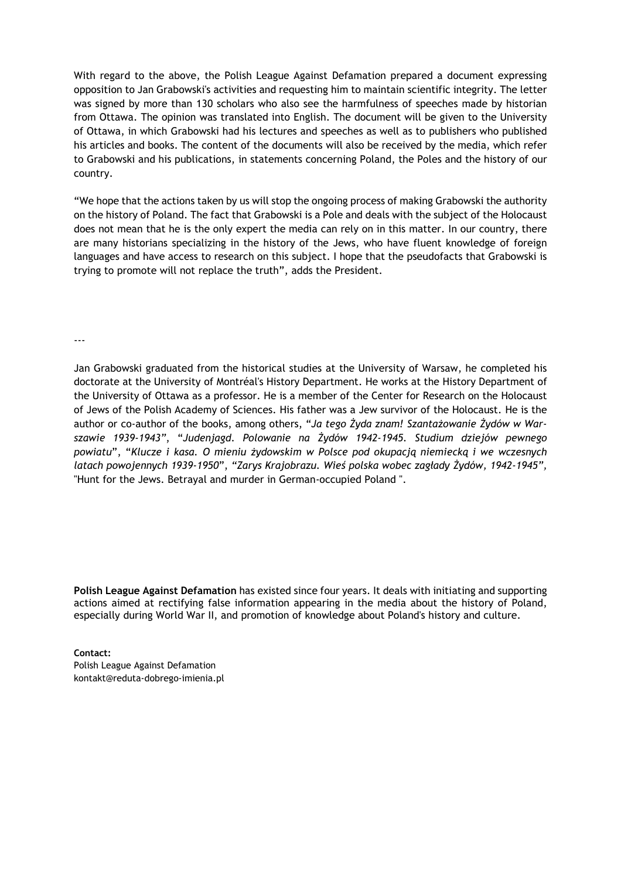With regard to the above, the Polish League Against Defamation prepared a document expressing opposition to Jan Grabowski's activities and requesting him to maintain scientific integrity. The letter was signed by more than 130 scholars who also see the harmfulness of speeches made by historian from Ottawa. The opinion was translated into English. The document will be given to the University of Ottawa, in which Grabowski had his lectures and speeches as well as to publishers who published his articles and books. The content of the documents will also be received by the media, which refer to Grabowski and his publications, in statements concerning Poland, the Poles and the history of our country.

"We hope that the actions taken by us will stop the ongoing process of making Grabowski the authority on the history of Poland. The fact that Grabowski is a Pole and deals with the subject of the Holocaust does not mean that he is the only expert the media can rely on in this matter. In our country, there are many historians specializing in the history of the Jews, who have fluent knowledge of foreign languages and have access to research on this subject. I hope that the pseudofacts that Grabowski is trying to promote will not replace the truth", adds the President.

---

Jan Grabowski graduated from the historical studies at the University of Warsaw, he completed his doctorate at the University of Montréal's History Department. He works at the History Department of the University of Ottawa as a professor. He is a member of the Center for Research on the Holocaust of Jews of the Polish Academy of Sciences. His father was a Jew survivor of the Holocaust. He is the author or co-author of the books, among others, "*Ja tego Żyda znam! Szantażowanie Żydów w Warszawie 1939-1943*", "*Judenjagd. Polowanie na Żydów 1942-1945. Studium dziejów pewnego powiatu*", "*Klucze i kasa. O mieniu żydowskim w Polsce pod okupacją niemiecką i we wczesnych latach powojennych 1939-1950*", "*Zarys Krajobrazu. Wieś polska wobec zagłady Żydów, 1942-1945*", "Hunt for the Jews. Betrayal and murder in German-occupied Poland ".

**Polish League Against Defamation** has existed since four years. It deals with initiating and supporting actions aimed at rectifying false information appearing in the media about the history of Poland, especially during World War II, and promotion of knowledge about Poland's history and culture.

**Contact:**
Polish League Against Defamation
kontakt@reduta-dobrego-imienia.pl